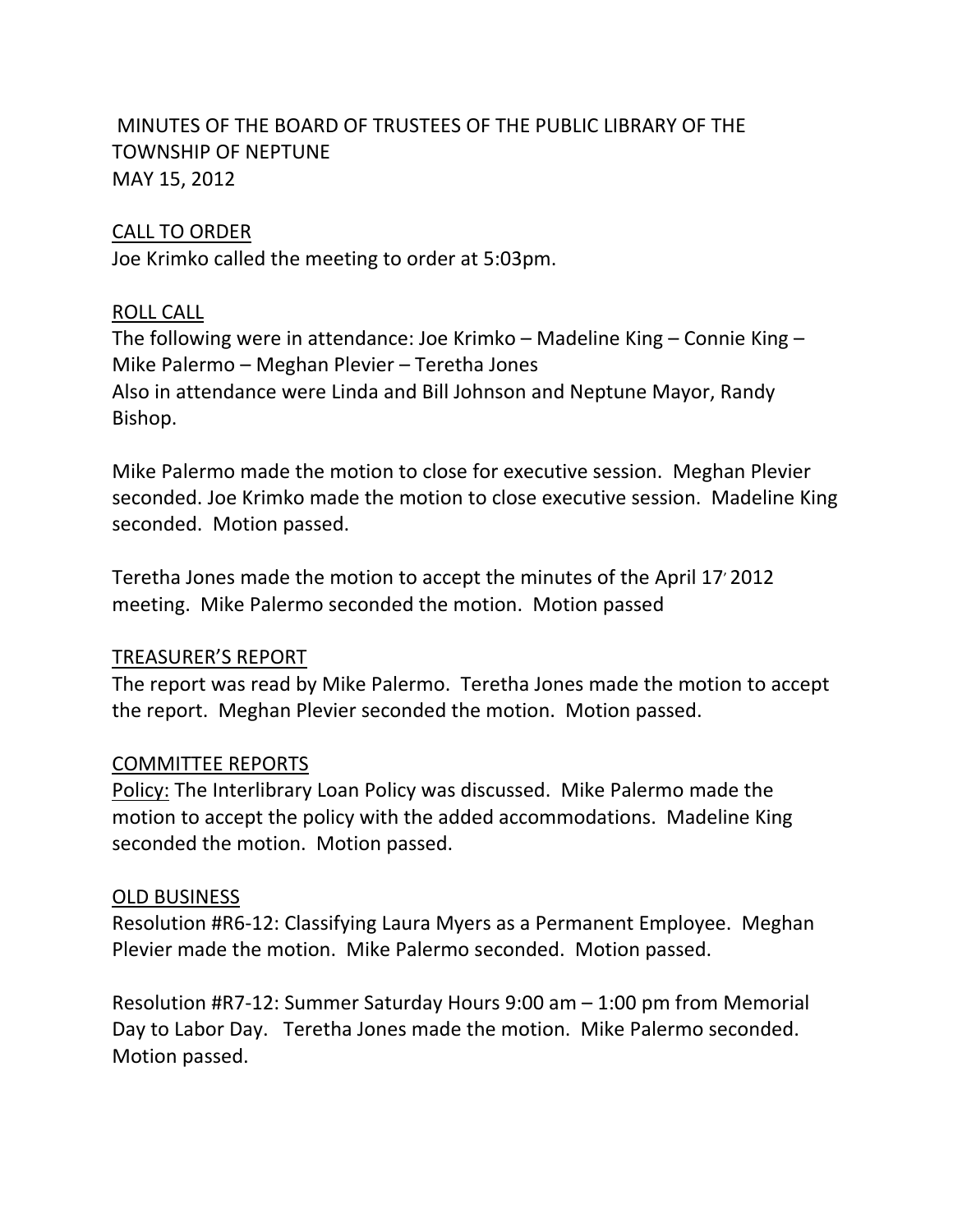# MINUTES OF THE BOARD OF TRUSTEES OF THE PUBLIC LIBRARY OF THE TOWNSHIP OF NEPTUNE
MAY 15, 2012

## CALL TO ORDER

Joe Krimko called the meeting to order at 5:03pm.

## ROLL CALL

The following were in attendance: Joe Krimko – Madeline King – Connie King – Mike Palermo – Meghan Plevier – Teretha Jones
Also in attendance were Linda and Bill Johnson and Neptune Mayor, Randy Bishop.

Mike Palermo made the motion to close for executive session. Meghan Plevier seconded. Joe Krimko made the motion to close executive session. Madeline King seconded. Motion passed.

Teretha Jones made the motion to accept the minutes of the April 17' 2012 meeting. Mike Palermo seconded the motion. Motion passed

## TREASURER'S REPORT

The report was read by Mike Palermo. Teretha Jones made the motion to accept the report. Meghan Plevier seconded the motion. Motion passed.

## COMMITTEE REPORTS

Policy: The Interlibrary Loan Policy was discussed. Mike Palermo made the motion to accept the policy with the added accommodations. Madeline King seconded the motion. Motion passed.

## OLD BUSINESS

Resolution #R6-12: Classifying Laura Myers as a Permanent Employee. Meghan Plevier made the motion. Mike Palermo seconded. Motion passed.

Resolution #R7-12: Summer Saturday Hours 9:00 am – 1:00 pm from Memorial Day to Labor Day. Teretha Jones made the motion. Mike Palermo seconded. Motion passed.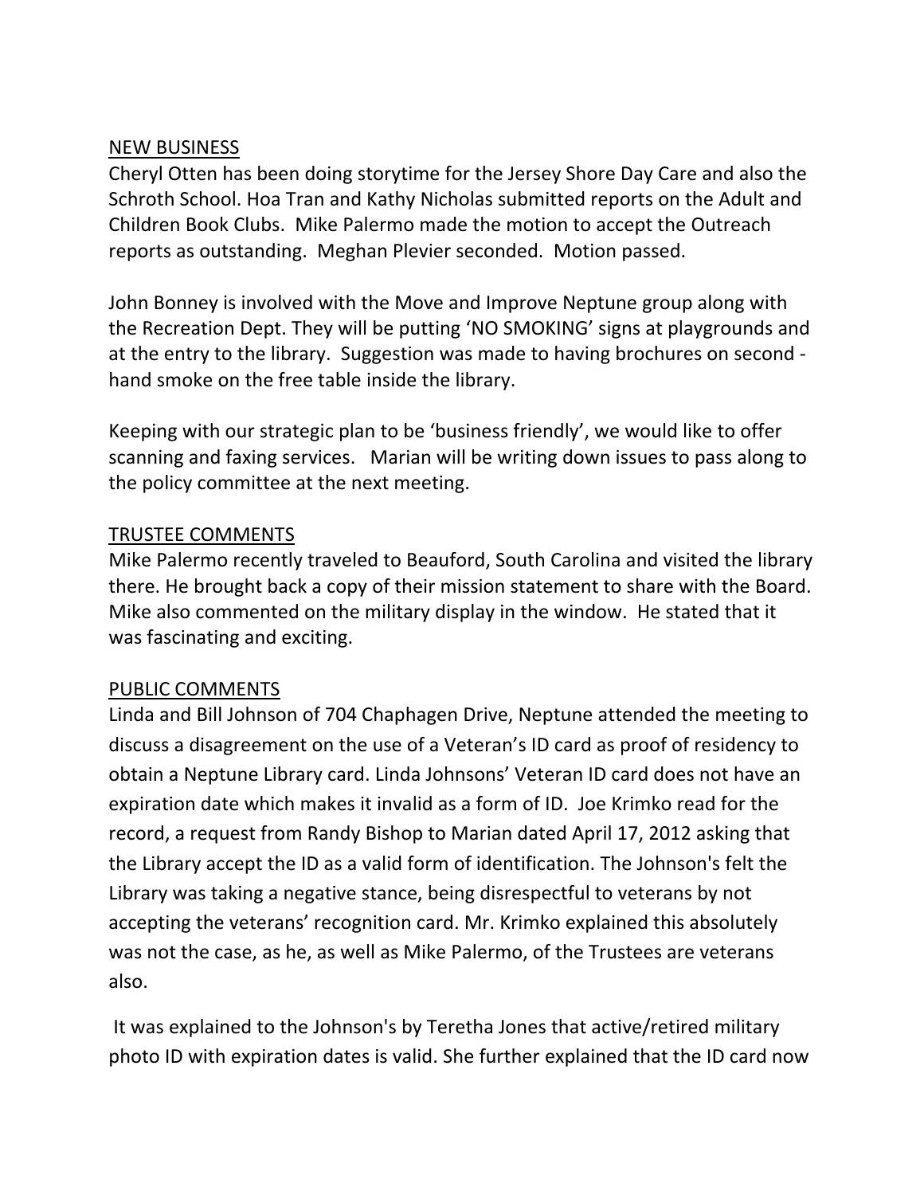NEW BUSINESS

Cheryl Otten has been doing storytime for the Jersey Shore Day Care and also the Schroth School. Hoa Tran and Kathy Nicholas submitted reports on the Adult and Children Book Clubs.  Mike Palermo made the motion to accept the Outreach reports as outstanding.  Meghan Plevier seconded.  Motion passed.

John Bonney is involved with the Move and Improve Neptune group along with the Recreation Dept. They will be putting 'NO SMOKING' signs at playgrounds and at the entry to the library.  Suggestion was made to having brochures on second - hand smoke on the free table inside the library.

Keeping with our strategic plan to be 'business friendly', we would like to offer scanning and faxing services.   Marian will be writing down issues to pass along to the policy committee at the next meeting.

TRUSTEE COMMENTS

Mike Palermo recently traveled to Beauford, South Carolina and visited the library there. He brought back a copy of their mission statement to share with the Board. Mike also commented on the military display in the window.  He stated that it was fascinating and exciting.

PUBLIC COMMENTS

Linda and Bill Johnson of 704 Chaphagen Drive, Neptune attended the meeting to discuss a disagreement on the use of a Veteran's ID card as proof of residency to obtain a Neptune Library card. Linda Johnsons' Veteran ID card does not have an expiration date which makes it invalid as a form of ID.  Joe Krimko read for the record, a request from Randy Bishop to Marian dated April 17, 2012 asking that the Library accept the ID as a valid form of identification. The Johnson's felt the Library was taking a negative stance, being disrespectful to veterans by not accepting the veterans' recognition card. Mr. Krimko explained this absolutely was not the case, as he, as well as Mike Palermo, of the Trustees are veterans also.

It was explained to the Johnson's by Teretha Jones that active/retired military photo ID with expiration dates is valid. She further explained that the ID card now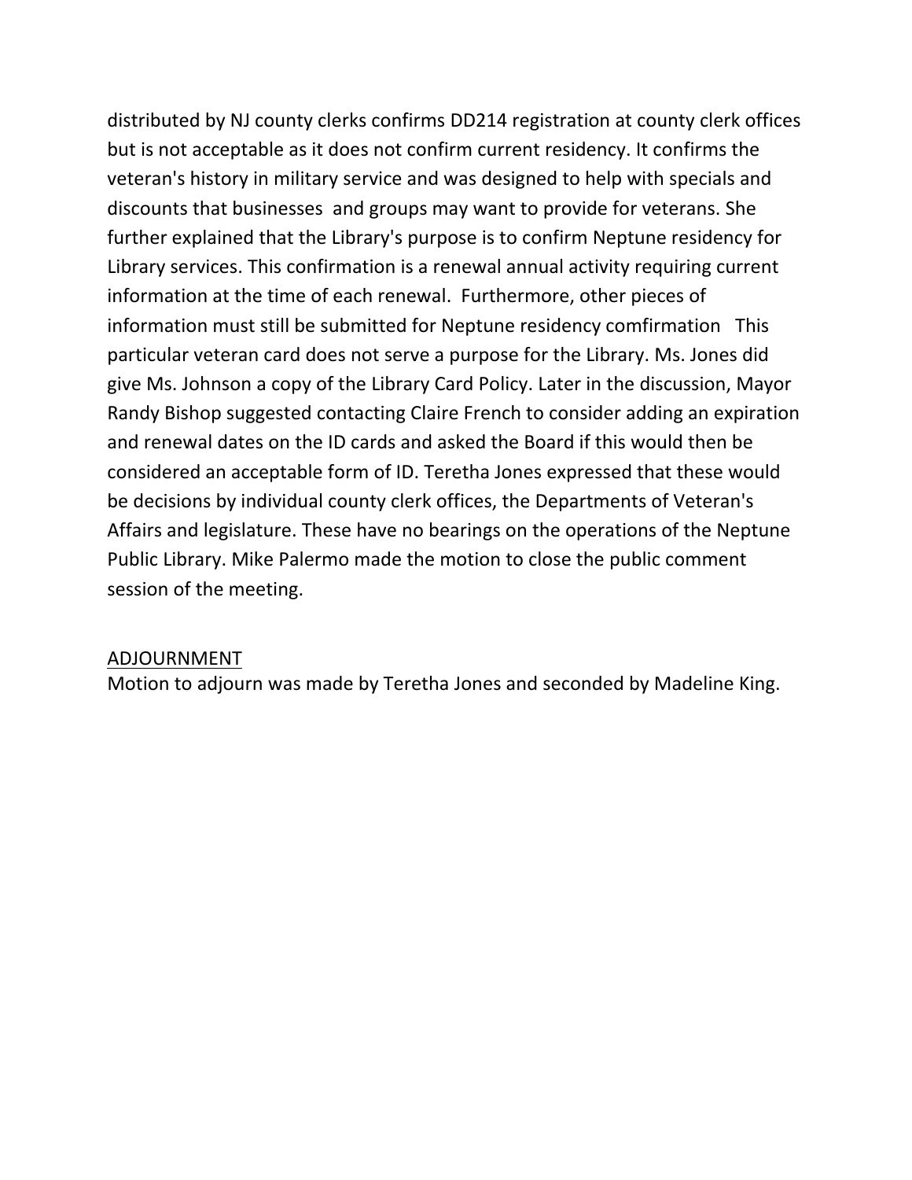distributed by NJ county clerks confirms DD214 registration at county clerk offices but is not acceptable as it does not confirm current residency. It confirms the veteran's history in military service and was designed to help with specials and discounts that businesses and groups may want to provide for veterans. She further explained that the Library's purpose is to confirm Neptune residency for Library services. This confirmation is a renewal annual activity requiring current information at the time of each renewal. Furthermore, other pieces of information must still be submitted for Neptune residency comfirmation This particular veteran card does not serve a purpose for the Library. Ms. Jones did give Ms. Johnson a copy of the Library Card Policy. Later in the discussion, Mayor Randy Bishop suggested contacting Claire French to consider adding an expiration and renewal dates on the ID cards and asked the Board if this would then be considered an acceptable form of ID. Teretha Jones expressed that these would be decisions by individual county clerk offices, the Departments of Veteran's Affairs and legislature. These have no bearings on the operations of the Neptune Public Library. Mike Palermo made the motion to close the public comment session of the meeting.

ADJOURNMENT

Motion to adjourn was made by Teretha Jones and seconded by Madeline King.